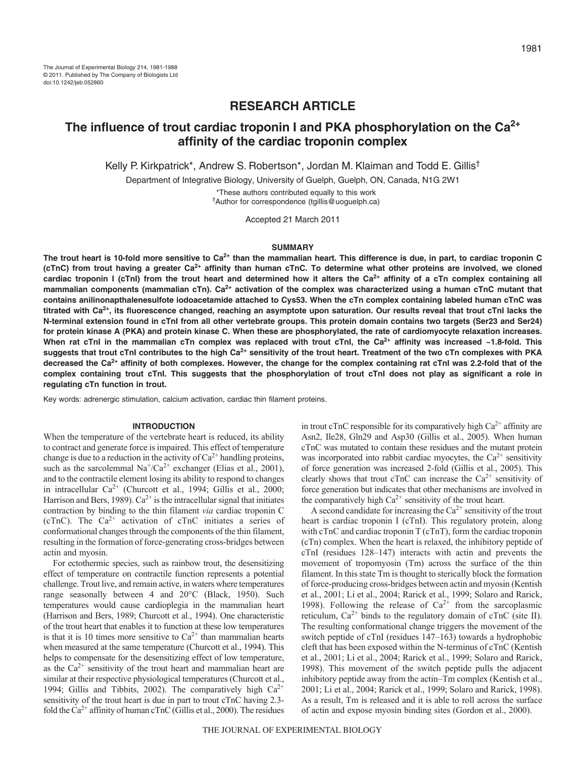The Journal of Experimental Biology 214, 1981-1988
© 2011. Published by The Company of Biologists Ltd
doi:10.1242/jeb.052860

# RESEARCH ARTICLE

# The influence of trout cardiac troponin I and PKA phosphorylation on the $Ca^{2+}$ affinity of the cardiac troponin complex

Kelly P. Kirkpatrick*, Andrew S. Robertson*, Jordan M. Klaiman and Todd E. Gillis†

Department of Integrative Biology, University of Guelph, Guelph, ON, Canada, N1G 2W1

*These authors contributed equally to this work
†Author for correspondence (tgillis@uoguelph.ca)

Accepted 21 March 2011

## SUMMARY

**The trout heart is 10-fold more sensitive to $Ca^{2+}$ than the mammalian heart. This difference is due, in part, to cardiac troponin C (cTnC) from trout having a greater $Ca^{2+}$ affinity than human cTnC. To determine what other proteins are involved, we cloned cardiac troponin I (cTnI) from the trout heart and determined how it alters the $Ca^{2+}$ affinity of a cTn complex containing all mammalian components (mammalian cTn). $Ca^{2+}$ activation of the complex was characterized using a human cTnC mutant that contains anilinonapthalenesulfote iodoacetamide attached to Cys53. When the cTn complex containing labeled human cTnC was titrated with $Ca^{2+}$, its fluorescence changed, reaching an asymptote upon saturation. Our results reveal that trout cTnI lacks the N-terminal extension found in cTnI from all other vertebrate groups. This protein domain contains two targets (Ser23 and Ser24) for protein kinase A (PKA) and protein kinase C. When these are phosphorylated, the rate of cardiomyocyte relaxation increases. When rat cTnI in the mammalian cTn complex was replaced with trout cTnI, the $Ca^{2+}$ affinity was increased ~1.8-fold. This suggests that trout cTnI contributes to the high $Ca^{2+}$ sensitivity of the trout heart. Treatment of the two cTn complexes with PKA decreased the $Ca^{2+}$ affinity of both complexes. However, the change for the complex containing rat cTnI was 2.2-fold that of the complex containing trout cTnI. This suggests that the phosphorylation of trout cTnI does not play as significant a role in regulating cTn function in trout.**

Key words: adrenergic stimulation, calcium activation, cardiac thin filament proteins.

## INTRODUCTION

When the temperature of the vertebrate heart is reduced, its ability to contract and generate force is impaired. This effect of temperature change is due to a reduction in the activity of $Ca^{2+}$ handling proteins, such as the sarcolemmal $Na^{+}/Ca^{2+}$ exchanger (Elias et al., 2001), and to the contractile element losing its ability to respond to changes in intracellular $Ca^{2+}$ (Churcott et al., 1994; Gillis et al., 2000; Harrison and Bers, 1989). $Ca^{2+}$ is the intracellular signal that initiates contraction by binding to the thin filament *via* cardiac troponin C (cTnC). The $Ca^{2+}$ activation of cTnC initiates a series of conformational changes through the components of the thin filament, resulting in the formation of force-generating cross-bridges between actin and myosin.

For ectothermic species, such as rainbow trout, the desensitizing effect of temperature on contractile function represents a potential challenge. Trout live, and remain active, in waters where temperatures range seasonally between 4 and 20°C (Black, 1950). Such temperatures would cause cardioplegia in the mammalian heart (Harrison and Bers, 1989; Churcott et al., 1994). One characteristic of the trout heart that enables it to function at these low temperatures is that it is 10 times more sensitive to $Ca^{2+}$ than mammalian hearts when measured at the same temperature (Churcott et al., 1994). This helps to compensate for the desensitizing effect of low temperature, as the $Ca^{2+}$ sensitivity of the trout heart and mammalian heart are similar at their respective physiological temperatures (Churcott et al., 1994; Gillis and Tibbits, 2002). The comparatively high $Ca^{2+}$ sensitivity of the trout heart is due in part to trout cTnC having 2.3-fold the $Ca^{2+}$ affinity of human cTnC (Gillis et al., 2000). The residues in trout cTnC responsible for its comparatively high $Ca^{2+}$ affinity are Asn2, Ile28, Gln29 and Asp30 (Gillis et al., 2005). When human cTnC was mutated to contain these residues and the mutant protein was incorporated into rabbit cardiac myocytes, the $Ca^{2+}$ sensitivity of force generation was increased 2-fold (Gillis et al., 2005). This clearly shows that trout cTnC can increase the $Ca^{2+}$ sensitivity of force generation but indicates that other mechanisms are involved in the comparatively high $Ca^{2+}$ sensitivity of the trout heart.

A second candidate for increasing the $Ca^{2+}$ sensitivity of the trout heart is cardiac troponin I (cTnI). This regulatory protein, along with cTnC and cardiac troponin T (cTnT), form the cardiac troponin (cTn) complex. When the heart is relaxed, the inhibitory peptide of cTnI (residues 128–147) interacts with actin and prevents the movement of tropomyosin (Tm) across the surface of the thin filament. In this state Tm is thought to sterically block the formation of force-producing cross-bridges between actin and myosin (Kentish et al., 2001; Li et al., 2004; Rarick et al., 1999; Solaro and Rarick, 1998). Following the release of $Ca^{2+}$ from the sarcoplasmic reticulum, $Ca^{2+}$ binds to the regulatory domain of cTnC (site II). The resulting conformational change triggers the movement of the switch peptide of cTnI (residues 147–163) towards a hydrophobic cleft that has been exposed within the N-terminus of cTnC (Kentish et al., 2001; Li et al., 2004; Rarick et al., 1999; Solaro and Rarick, 1998). This movement of the switch peptide pulls the adjacent inhibitory peptide away from the actin–Tm complex (Kentish et al., 2001; Li et al., 2004; Rarick et al., 1999; Solaro and Rarick, 1998). As a result, Tm is released and it is able to roll across the surface of actin and expose myosin binding sites (Gordon et al., 2000).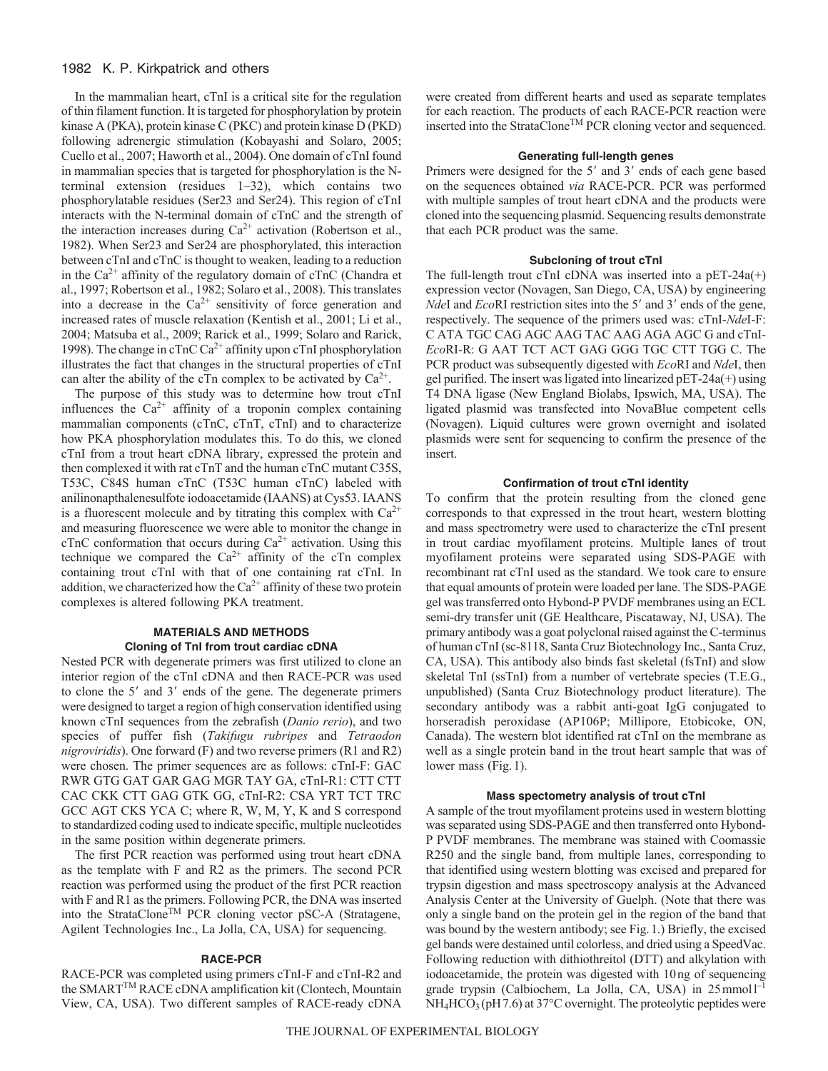In the mammalian heart, cTnI is a critical site for the regulation of thin filament function. It is targeted for phosphorylation by protein kinase A (PKA), protein kinase C (PKC) and protein kinase D (PKD) following adrenergic stimulation (Kobayashi and Solaro, 2005; Cuello et al., 2007; Haworth et al., 2004). One domain of cTnI found in mammalian species that is targeted for phosphorylation is the N-terminal extension (residues 1–32), which contains two phosphorylatable residues (Ser23 and Ser24). This region of cTnI interacts with the N-terminal domain of cTnC and the strength of the interaction increases during $Ca^{2+}$ activation (Robertson et al., 1982). When Ser23 and Ser24 are phosphorylated, this interaction between cTnI and cTnC is thought to weaken, leading to a reduction in the $Ca^{2+}$ affinity of the regulatory domain of cTnC (Chandra et al., 1997; Robertson et al., 1982; Solaro et al., 2008). This translates into a decrease in the $Ca^{2+}$ sensitivity of force generation and increased rates of muscle relaxation (Kentish et al., 2001; Li et al., 2004; Matsuba et al., 2009; Rarick et al., 1999; Solaro and Rarick, 1998). The change in cTnC $Ca^{2+}$ affinity upon cTnI phosphorylation illustrates the fact that changes in the structural properties of cTnI can alter the ability of the cTn complex to be activated by $Ca^{2+}$.

The purpose of this study was to determine how trout cTnI influences the $Ca^{2+}$ affinity of a troponin complex containing mammalian components (cTnC, cTnT, cTnI) and to characterize how PKA phosphorylation modulates this. To do this, we cloned cTnI from a trout heart cDNA library, expressed the protein and then complexed it with rat cTnT and the human cTnC mutant C35S, T53C, C84S human cTnC (T53C human cTnC) labeled with anilinonapthalenesulfote iodoacetamide (IAANS) at Cys53. IAANS is a fluorescent molecule and by titrating this complex with $Ca^{2+}$ and measuring fluorescence we were able to monitor the change in cTnC conformation that occurs during $Ca^{2+}$ activation. Using this technique we compared the $Ca^{2+}$ affinity of the cTn complex containing trout cTnI with that of one containing rat cTnI. In addition, we characterized how the $Ca^{2+}$ affinity of these two protein complexes is altered following PKA treatment.

## MATERIALS AND METHODS

### Cloning of TnI from trout cardiac cDNA

Nested PCR with degenerate primers was first utilized to clone an interior region of the cTnI cDNA and then RACE-PCR was used to clone the 5′ and 3′ ends of the gene. The degenerate primers were designed to target a region of high conservation identified using known cTnI sequences from the zebrafish (*Danio rerio*), and two species of puffer fish (*Takifugu rubripes* and *Tetraodon nigroviridis*). One forward (F) and two reverse primers (R1 and R2) were chosen. The primer sequences are as follows: cTnI-F: GAC RWR GTG GAT GAR GAG MGR TAY GA, cTnI-R1: CTT CTT CAC CKK CTT GAG GTK GG, cTnI-R2: CSA YRT TCT TRC GCC AGT CKS YCA C; where R, W, M, Y, K and S correspond to standardized coding used to indicate specific, multiple nucleotides in the same position within degenerate primers.

The first PCR reaction was performed using trout heart cDNA as the template with F and R2 as the primers. The second PCR reaction was performed using the product of the first PCR reaction with F and R1 as the primers. Following PCR, the DNA was inserted into the StrataClone™ PCR cloning vector pSC-A (Stratagene, Agilent Technologies Inc., La Jolla, CA, USA) for sequencing.

### RACE-PCR

RACE-PCR was completed using primers cTnI-F and cTnI-R2 and the SMART™ RACE cDNA amplification kit (Clontech, Mountain View, CA, USA). Two different samples of RACE-ready cDNA were created from different hearts and used as separate templates for each reaction. The products of each RACE-PCR reaction were inserted into the StrataClone™ PCR cloning vector and sequenced.

### Generating full-length genes

Primers were designed for the 5′ and 3′ ends of each gene based on the sequences obtained *via* RACE-PCR. PCR was performed with multiple samples of trout heart cDNA and the products were cloned into the sequencing plasmid. Sequencing results demonstrate that each PCR product was the same.

### Subcloning of trout cTnI

The full-length trout cTnI cDNA was inserted into a pET-24a(+) expression vector (Novagen, San Diego, CA, USA) by engineering *Nde*I and *Eco*RI restriction sites into the 5′ and 3′ ends of the gene, respectively. The sequence of the primers used was: cTnI-*Nde*I-F: C ATA TGC CAG AGC AAG TAC AAG AGA AGC G and cTnI-*Eco*RI-R: G AAT TCT ACT GAG GGG TGC CTT TGG C. The PCR product was subsequently digested with *Eco*RI and *Nde*I, then gel purified. The insert was ligated into linearized pET-24a(+) using T4 DNA ligase (New England Biolabs, Ipswich, MA, USA). The ligated plasmid was transfected into NovaBlue competent cells (Novagen). Liquid cultures were grown overnight and isolated plasmids were sent for sequencing to confirm the presence of the insert.

### Confirmation of trout cTnI identity

To confirm that the protein resulting from the cloned gene corresponds to that expressed in the trout heart, western blotting and mass spectrometry were used to characterize the cTnI present in trout cardiac myofilament proteins. Multiple lanes of trout myofilament proteins were separated using SDS-PAGE with recombinant rat cTnI used as the standard. We took care to ensure that equal amounts of protein were loaded per lane. The SDS-PAGE gel was transferred onto Hybond-P PVDF membranes using an ECL semi-dry transfer unit (GE Healthcare, Piscataway, NJ, USA). The primary antibody was a goat polyclonal raised against the C-terminus of human cTnI (sc-8118, Santa Cruz Biotechnology Inc., Santa Cruz, CA, USA). This antibody also binds fast skeletal (fsTnI) and slow skeletal TnI (ssTnI) from a number of vertebrate species (T.E.G., unpublished) (Santa Cruz Biotechnology product literature). The secondary antibody was a rabbit anti-goat IgG conjugated to horseradish peroxidase (AP106P; Millipore, Etobicoke, ON, Canada). The western blot identified rat cTnI on the membrane as well as a single protein band in the trout heart sample that was of lower mass (Fig. 1).

### Mass spectometry analysis of trout cTnI

A sample of the trout myofilament proteins used in western blotting was separated using SDS-PAGE and then transferred onto Hybond-P PVDF membranes. The membrane was stained with Coomassie R250 and the single band, from multiple lanes, corresponding to that identified using western blotting was excised and prepared for trypsin digestion and mass spectroscopy analysis at the Advanced Analysis Center at the University of Guelph. (Note that there was only a single band on the protein gel in the region of the band that was bound by the western antibody; see Fig. 1.) Briefly, the excised gel bands were destained until colorless, and dried using a SpeedVac. Following reduction with dithiothreitol (DTT) and alkylation with iodoacetamide, the protein was digested with 10 ng of sequencing grade trypsin (Calbiochem, La Jolla, CA, USA) in 25 mmol $l^{-1}$ $NH_4HCO_3$ (pH 7.6) at 37°C overnight. The proteolytic peptides were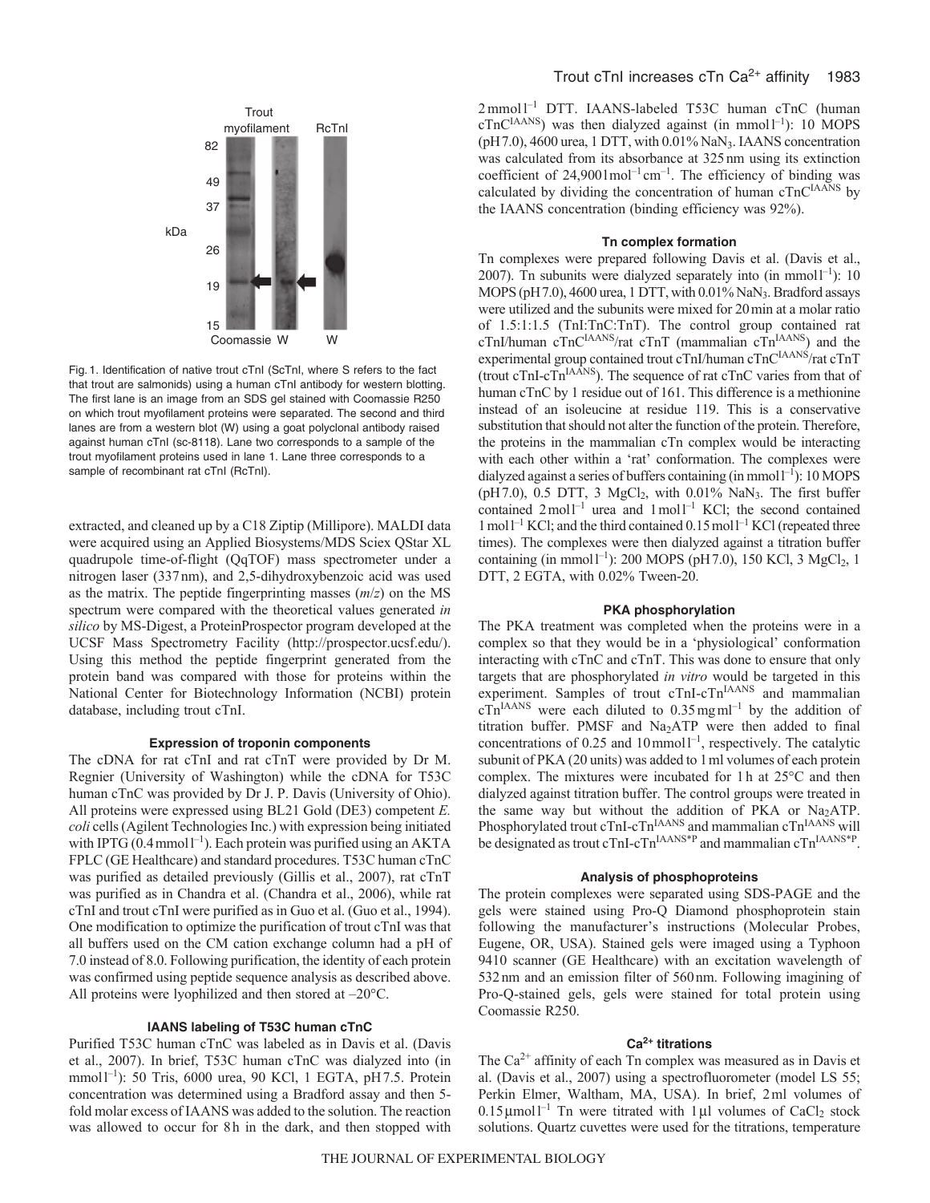Fig. 1. Identification of native trout cTnI (ScTnI, where S refers to the fact that trout are salmonids) using a human cTnI antibody for western blotting. The first lane is an image from an SDS gel stained with Coomassie R250 on which trout myofilament proteins were separated. The second and third lanes are from a western blot (W) using a goat polyclonal antibody raised against human cTnI (sc-8118). Lane two corresponds to a sample of the trout myofilament proteins used in lane 1. Lane three corresponds to a sample of recombinant rat cTnI (RcTnI).

extracted, and cleaned up by a C18 Ziptip (Millipore). MALDI data were acquired using an Applied Biosystems/MDS Sciex QStar XL quadrupole time-of-flight (QqTOF) mass spectrometer under a nitrogen laser (337 nm), and 2,5-dihydroxybenzoic acid was used as the matrix. The peptide fingerprinting masses ($m/z$) on the MS spectrum were compared with the theoretical values generated *in silico* by MS-Digest, a ProteinProspector program developed at the UCSF Mass Spectrometry Facility (http://prospector.ucsf.edu/). Using this method the peptide fingerprint generated from the protein band was compared with those for proteins within the National Center for Biotechnology Information (NCBI) protein database, including trout cTnI.

### Expression of troponin components

The cDNA for rat cTnI and rat cTnT were provided by Dr M. Regnier (University of Washington) while the cDNA for T53C human cTnC was provided by Dr J. P. Davis (University of Ohio). All proteins were expressed using BL21 Gold (DE3) competent *E. coli* cells (Agilent Technologies Inc.) with expression being initiated with IPTG (0.4 mmol l$^{-1}$). Each protein was purified using an AKTA FPLC (GE Healthcare) and standard procedures. T53C human cTnC was purified as detailed previously (Gillis et al., 2007), rat cTnT was purified as in Chandra et al. (Chandra et al., 2006), while rat cTnI and trout cTnI were purified as in Guo et al. (Guo et al., 1994). One modification to optimize the purification of trout cTnI was that all buffers used on the CM cation exchange column had a pH of 7.0 instead of 8.0. Following purification, the identity of each protein was confirmed using peptide sequence analysis as described above. All proteins were lyophilized and then stored at –20°C.

### IAANS labeling of T53C human cTnC

Purified T53C human cTnC was labeled as in Davis et al. (Davis et al., 2007). In brief, T53C human cTnC was dialyzed into (in mmol l$^{-1}$): 50 Tris, 6000 urea, 90 KCl, 1 EGTA, pH 7.5. Protein concentration was determined using a Bradford assay and then 5-fold molar excess of IAANS was added to the solution. The reaction was allowed to occur for 8 h in the dark, and then stopped with 2 mmol l$^{-1}$ DTT. IAANS-labeled T53C human cTnC (human cTnC$^{IAANS}$) was then dialyzed against (in mmol l$^{-1}$): 10 MOPS (pH 7.0), 4600 urea, 1 DTT, with 0.01% $NaN_3$. IAANS concentration was calculated from its absorbance at 325 nm using its extinction coefficient of 24,900 l mol$^{-1}$ cm$^{-1}$. The efficiency of binding was calculated by dividing the concentration of human cTnC$^{IAANS}$ by the IAANS concentration (binding efficiency was 92%).

### Tn complex formation

Tn complexes were prepared following Davis et al. (Davis et al., 2007). Tn subunits were dialyzed separately into (in mmol l$^{-1}$): 10 MOPS (pH 7.0), 4600 urea, 1 DTT, with 0.01% $NaN_3$. Bradford assays were utilized and the subunits were mixed for 20 min at a molar ratio of 1.5:1:1.5 (TnI:TnC:TnT). The control group contained rat cTnI/human cTnC$^{IAANS}$/rat cTnT (mammalian cTn$^{IAANS}$) and the experimental group contained trout cTnI/human cTnC$^{IAANS}$/rat cTnT (trout cTnI-cTn$^{IAANS}$). The sequence of rat cTnC varies from that of human cTnC by 1 residue out of 161. This difference is a methionine instead of an isoleucine at residue 119. This is a conservative substitution that should not alter the function of the protein. Therefore, the proteins in the mammalian cTn complex would be interacting with each other within a 'rat' conformation. The complexes were dialyzed against a series of buffers containing (in mmol l$^{-1}$): 10 MOPS (pH 7.0), 0.5 DTT, 3 $MgCl_2$, with 0.01% $NaN_3$. The first buffer contained 2 mol l$^{-1}$ urea and 1 mol l$^{-1}$ KCl; the second contained 1 mol l$^{-1}$ KCl; and the third contained 0.15 mol l$^{-1}$ KCl (repeated three times). The complexes were then dialyzed against a titration buffer containing (in mmol l$^{-1}$): 200 MOPS (pH 7.0), 150 KCl, 3 $MgCl_2$, 1 DTT, 2 EGTA, with 0.02% Tween-20.

### PKA phosphorylation

The PKA treatment was completed when the proteins were in a complex so that they would be in a 'physiological' conformation interacting with cTnC and cTnT. This was done to ensure that only targets that are phosphorylated *in vitro* would be targeted in this experiment. Samples of trout cTnI-cTn$^{IAANS}$ and mammalian cTn$^{IAANS}$ were each diluted to 0.35 mg ml$^{-1}$ by the addition of titration buffer. PMSF and $Na_2$ATP were then added to final concentrations of 0.25 and 10 mmol l$^{-1}$, respectively. The catalytic subunit of PKA (20 units) was added to 1 ml volumes of each protein complex. The mixtures were incubated for 1 h at 25°C and then dialyzed against titration buffer. The control groups were treated in the same way but without the addition of PKA or $Na_2$ATP. Phosphorylated trout cTnI-cTn$^{IAANS}$ and mammalian cTn$^{IAANS}$ will be designated as trout cTnI-cTn$^{IAANS*P}$ and mammalian cTn$^{IAANS*P}$.

### Analysis of phosphoproteins

The protein complexes were separated using SDS-PAGE and the gels were stained using Pro-Q Diamond phosphoprotein stain following the manufacturer's instructions (Molecular Probes, Eugene, OR, USA). Stained gels were imaged using a Typhoon 9410 scanner (GE Healthcare) with an excitation wavelength of 532 nm and an emission filter of 560 nm. Following imagining of Pro-Q-stained gels, gels were stained for total protein using Coomassie R250.

### $Ca^{2+}$ titrations

The $Ca^{2+}$ affinity of each Tn complex was measured as in Davis et al. (Davis et al., 2007) using a spectrofluorometer (model LS 55; Perkin Elmer, Waltham, MA, USA). In brief, 2 ml volumes of 0.15 μmol l$^{-1}$ Tn were titrated with 1 μl volumes of $CaCl_2$ stock solutions. Quartz cuvettes were used for the titrations, temperature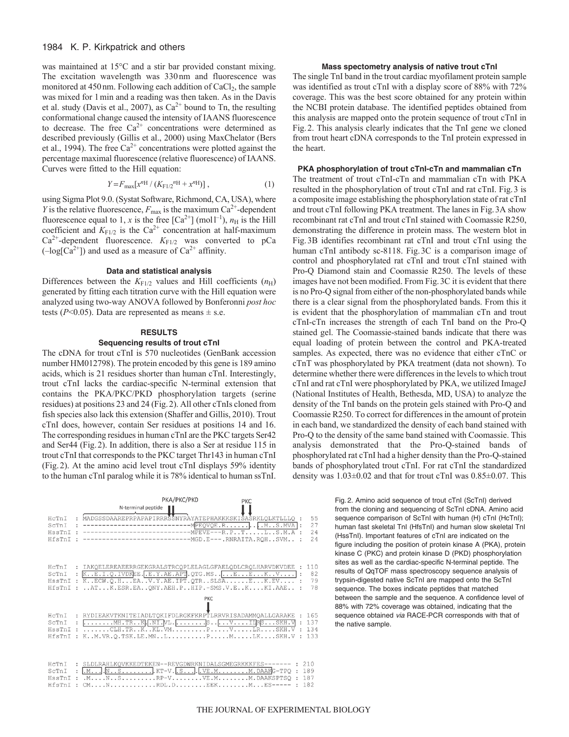was maintained at 15°C and a stir bar provided constant mixing. The excitation wavelength was 330 nm and fluorescence was monitored at 450 nm. Following each addition of $CaCl_2$, the sample was mixed for 1 min and a reading was then taken. As in the Davis et al. study (Davis et al., 2007), as $Ca^{2+}$ bound to Tn, the resulting conformational change caused the intensity of IAANS fluorescence to decrease. The free $Ca^{2+}$ concentrations were determined as described previously (Gillis et al., 2000) using MaxChelator (Bers et al., 1994). The free $Ca^{2+}$ concentrations were plotted against the percentage maximal fluorescence (relative fluorescence) of IAANS. Curves were fitted to the Hill equation:

$$Y = F_{max}[x^{n_H} / (K_{F1/2}{}^{n_H} + x^{n_H})] , \quad (1)$$

using Sigma Plot 9.0. (Systat Software, Richmond, CA, USA), where $Y$ is the relative fluorescence, $F_{max}$ is the maximum $Ca^{2+}$-dependent fluorescence equal to 1, $x$ is the free $[Ca^{2+}]$ ($mol\,l^{-1}$), $n_H$ is the Hill coefficient and $K_{F1/2}$ is the $Ca^{2+}$ concentration at half-maximum $Ca^{2+}$-dependent fluorescence. $K_{F1/2}$ was converted to pCa ($-\log[Ca^{2+}]$) and used as a measure of $Ca^{2+}$ affinity.

### Data and statistical analysis

Differences between the $K_{F1/2}$ values and Hill coefficients ($n_H$) generated by fitting each titration curve with the Hill equation were analyzed using two-way ANOVA followed by Bonferonni *post hoc* tests ($P<0.05$). Data are represented as means ± s.e.

## RESULTS

### Sequencing results of trout cTnI

The cDNA for trout cTnI is 570 nucleotides (GenBank accession number HM012798). The protein encoded by this gene is 189 amino acids, which is 21 residues shorter than human cTnI. Interestingly, trout cTnI lacks the cardiac-specific N-terminal extension that contains the PKA/PKC/PKD phosphorylation targets (serine residues) at positions 23 and 24 (Fig. 2). All other cTnIs cloned from fish species also lack this extension (Shaffer and Gillis, 2010). Trout cTnI does, however, contain Ser residues at positions 14 and 16. The corresponding residues in human cTnI are the PKC targets Ser42 and Ser44 (Fig. 2). In addition, there is also a Ser at residue 115 in trout cTnI that corresponds to the PKC target Thr143 in human cTnI (Fig. 2). At the amino acid level trout cTnI displays 59% identity to the human cTnI paralog while it is 78% identical to human ssTnI.

```
                         PKA/PKC/PKD              PKC
              N-terminal peptide
HcTnI  : MADGSSDAAREPRPAPAPIRRRSSNYRAYATEPHAKKKSKISASRKLQLKTLLLQ :  55
ScTnI  : ----------------------------MPEQVQE.R.........M..S.MVA :  27
HssTnI : ----------------------------MPEVE---R.P..T.....L..S.M.A :  24
HfsTnI : ----------------------------MGD.E---.RNRAITA.RQH..SVM.. :  24

HcTnI  : IAKQELEREAEERRGEKGRALSTRCQPLELAGLGFAELQDLCRQLHARVDKVDEE : 110
ScTnI  : K..E.I.Q.IVDKEE..E.Y.AE.APT.QTG.MS....E....E....K..V.... :  82
HssTnI : K..ECW.Q.H...EA...V.Y.AE.IPT.QTR..SLSA......E....K.EV.... :  79
HfsTnI : ..AT...K.ESR.EA..QNY.AEH.P..HIP.-SMS.V.E..K....KI.AAE.. :  78

                                          PKC
HcTnI  : RYDIEAKVTKNITEIADLTQKIFDLRGKFKRPTLRRVRISADAMMQALLGARAKE : 165
ScTnI  : ........MH.TR..K..NI.VL..........S.....V....II.S...SKH.V : 137
HssTnI : .......CLH.TR..K..KL.VM.........P.....V.....LR....SKH.V : 134
HfsTnI : K..M.VR.Q.TSK.LE.MN..L..........P.....M.....LK....SKH.V : 133

HcTnI  : SLDLRAHLKQVKKEDTEKEN--REVGDWRKNIDALSGMEGRKKKFES------- : 210
ScTnI  : .M....N..S........KT-V..S.....VE.M........M.DAAKG-TPQ : 189
HssTnI : .M....N..S.........RP-V........VE.M........M.DAAKSPTSQ : 187
HfsTnI : CM....N............RDL.D........EEK........M...ES----- : 182
```

Fig. 2. Amino acid sequence of trout cTnI (ScTnI) derived from the cloning and sequencing of ScTnI cDNA. Amino acid sequence comparison of ScTnI with human (H) cTnI (HcTnI); human fast skeletal TnI (HfsTnI) and human slow skeletal TnI (HssTnI). Important features of cTnI are indicated on the figure including the position of protein kinase A (PKA), protein kinase C (PKC) and protein kinase D (PKD) phosphorylation sites as well as the cardiac-specific N-terminal peptide. The results of QqTOF mass spectroscopy sequence analysis of trypsin-digested native ScTnI are mapped onto the ScTnI sequence. The boxes indicate peptides that matched between the sample and the sequence. A confidence level of 88% with 72% coverage was obtained, indicating that the sequence obtained *via* RACE-PCR corresponds with that of the native sample.

### Mass spectometry analysis of native trout cTnI

The single TnI band in the trout cardiac myofilament protein sample was identified as trout cTnI with a display score of 88% with 72% coverage. This was the best score obtained for any protein within the NCBI protein database. The identified peptides obtained from this analysis are mapped onto the protein sequence of trout cTnI in Fig. 2. This analysis clearly indicates that the TnI gene we cloned from trout heart cDNA corresponds to the TnI protein expressed in the heart.

### PKA phosphorylation of trout cTnI-cTn and mammalian cTn

The treatment of trout cTnI-cTn and mammalian cTn with PKA resulted in the phosphorylation of trout cTnI and rat cTnI. Fig. 3 is a composite image establishing the phosphorylation state of rat cTnI and trout cTnI following PKA treatment. The lanes in Fig. 3A show recombinant rat cTnI and trout cTnI stained with Coomassie R250, demonstrating the difference in protein mass. The western blot in Fig. 3B identifies recombinant rat cTnI and trout cTnI using the human cTnI antibody sc-8118. Fig. 3C is a comparison image of control and phosphorylated rat cTnI and trout cTnI stained with Pro-Q Diamond stain and Coomassie R250. The levels of these images have not been modified. From Fig. 3C it is evident that there is no Pro-Q signal from either of the non-phosphorylated bands while there is a clear signal from the phosphorylated bands. From this it is evident that the phosphorylation of mammalian cTn and trout cTnI-cTn increases the strength of each TnI band on the Pro-Q stained gel. The Coomassie-stained bands indicate that there was equal loading of protein between the control and PKA-treated samples. As expected, there was no evidence that either cTnC or cTnT was phosphorylated by PKA treatment (data not shown). To determine whether there were differences in the levels to which trout cTnI and rat cTnI were phosphorylated by PKA, we utilized ImageJ (National Institutes of Health, Bethesda, MD, USA) to analyze the density of the TnI bands on the protein gels stained with Pro-Q and Coomassie R250. To correct for differences in the amount of protein in each band, we standardized the density of each band stained with Pro-Q to the density of the same band stained with Coomassie. This analysis demonstrated that the Pro-Q-stained bands of phosphorylated rat cTnI had a higher density than the Pro-Q-stained bands of phosphorylated trout cTnI. For rat cTnI the standardized density was 1.03±0.02 and that for trout cTnI was 0.85±0.07. This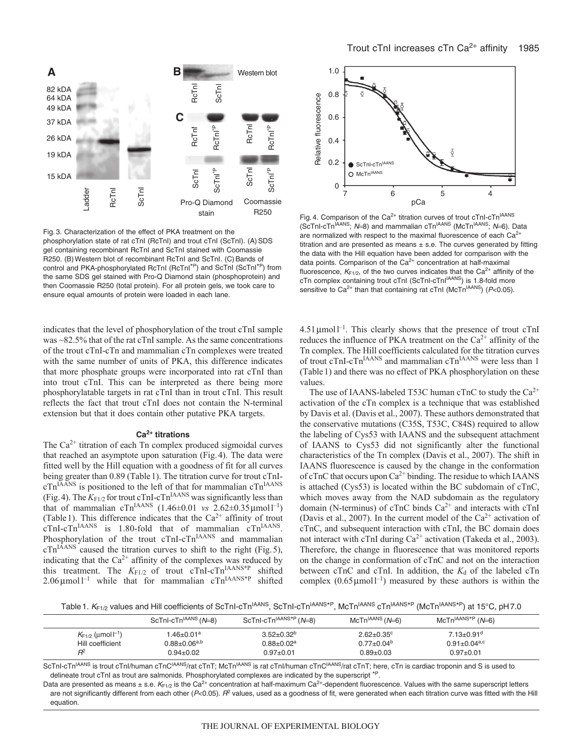Fig. 3. Characterization of the effect of PKA treatment on the phosphorylation state of rat cTnI (RcTnI) and trout cTnI (ScTnI). (A) SDS gel containing recombinant RcTnI and ScTnI stained with Coomassie R250. (B) Western blot of recombinant RcTnI and ScTnI. (C) Bands of control and PKA-phosphorylated RcTnI ($RcTnI^{*P}$) and ScTnI ($ScTnI^{*P}$) from the same SDS gel stained with Pro-Q Diamond stain (phosphoprotein) and then Coomassie R250 (total protein). For all protein gels, we took care to ensure equal amounts of protein were loaded in each lane.

Fig. 4. Comparison of the $Ca^{2+}$ titration curves of trout cTnI-$cTn^{IAANS}$ (ScTnI-$cTn^{IAANS}$; $N$=8) and mammalian $cTn^{IAANS}$ ($McTn^{IAANS}$; $N$=6). Data are normalized with respect to the maximal fluorescence of each $Ca^{2+}$ titration and are presented as means ± s.e. The curves generated by fitting the data with the Hill equation have been added for comparison with the data points. Comparison of the $Ca^{2+}$ concentration at half-maximal fluorescence, $K_{F1/2}$, of the two curves indicates that the $Ca^{2+}$ affinity of the cTn complex containing trout cTnI (ScTnI-$cTnI^{IAANS}$) is 1.8-fold more sensitive to $Ca^{2+}$ than that containing rat cTnI ($McTn^{IAANS}$) ($P$<0.05).

indicates that the level of phosphorylation of the trout cTnI sample was ~82.5% that of the rat cTnI sample. As the same concentrations of the trout cTnI-cTn and mammalian cTn complexes were treated with the same number of units of PKA, this difference indicates that more phosphate groups were incorporated into rat cTnI than into trout cTnI. This can be interpreted as there being more phosphorylatable targets in rat cTnI than in trout cTnI. This result reflects the fact that trout cTnI does not contain the N-terminal extension but that it does contain other putative PKA targets.

### $Ca^{2+}$ titrations

The $Ca^{2+}$ titration of each Tn complex produced sigmoidal curves that reached an asymptote upon saturation (Fig. 4). The data were fitted well by the Hill equation with a goodness of fit for all curves being greater than 0.89 (Table 1). The titration curve for trout cTnI-$cTn^{IAANS}$ is positioned to the left of that for mammalian $cTn^{IAANS}$ (Fig. 4). The $K_{F1/2}$ for trout cTnI-$cTn^{IAANS}$ was significantly less than that of mammalian $cTn^{IAANS}$ (1.46±0.01 *vs* 2.62±0.35 $\mu$mol $l^{-1}$) (Table 1). This difference indicates that the $Ca^{2+}$ affinity of trout cTnI-$cTn^{IAANS}$ is 1.80-fold that of mammalian $cTn^{IAANS}$. Phosphorylation of the trout cTnI-$cTn^{IAANS}$ and mammalian $cTn^{IAANS}$ caused the titration curves to shift to the right (Fig. 5), indicating that the $Ca^{2+}$ affinity of the complexes was reduced by this treatment. The $K_{F1/2}$ of trout cTnI-$cTn^{IAANS*P}$ shifted 2.06 $\mu$mol $l^{-1}$ while that for mammalian $cTn^{IAANS*P}$ shifted 4.51 $\mu$mol $l^{-1}$. This clearly shows that the presence of trout cTnI reduces the influence of PKA treatment on the $Ca^{2+}$ affinity of the Tn complex. The Hill coefficients calculated for the titration curves of trout cTnI-$cTn^{IAANS}$ and mammalian $cTn^{IAANS}$ were less than 1 (Table 1) and there was no effect of PKA phosphorylation on these values.

The use of IAANS-labeled T53C human cTnC to study the $Ca^{2+}$ activation of the cTn complex is a technique that was established by Davis et al. (Davis et al., 2007). These authors demonstrated that the conservative mutations (C35S, T53C, C84S) required to allow the labeling of Cys53 with IAANS and the subsequent attachment of IAANS to Cys53 did not significantly alter the functional characteristics of the Tn complex (Davis et al., 2007). The shift in IAANS fluorescence is caused by the change in the conformation of cTnC that occurs upon $Ca^{2+}$ binding. The residue to which IAANS is attached (Cys53) is located within the BC subdomain of cTnC, which moves away from the NAD subdomain as the regulatory domain (N-terminus) of cTnC binds $Ca^{2+}$ and interacts with cTnI (Davis et al., 2007). In the current model of the $Ca^{2+}$ activation of cTnC, and subsequent interaction with cTnI, the BC domain does not interact with cTnI during $Ca^{2+}$ activation (Takeda et al., 2003). Therefore, the change in fluorescence that was monitored reports on the change in conformation of cTnC and not on the interaction between cTnC and cTnI. In addition, the $K_d$ of the labeled cTn complex (0.65 $\mu$mol $l^{-1}$) measured by these authors is within the

Table 1. $K_{F1/2}$ values and Hill coefficients of ScTnI-$cTn^{IAANS}$, ScTnI-$cTn^{IAANS*P}$, $McTn^{IAANS}$ $cTn^{IAANS*P}$ ($McTn^{IAANS*P}$) at 15°C, pH 7.0

| | ScTnI-$cTn^{IAANS}$ ($N$=8) | ScTnI-$cTn^{IAANS*P}$ ($N$=8) | $McTn^{IAANS}$ ($N$=6) | $McTn^{IAANS*P}$ ($N$=6) |
|---|---|---|---|---|
| $K_{F1/2}$ ($\mu$mol $l^{-1}$) | 1.46±0.01[a] | 3.52±0.32[b] | 2.62±0.35[c] | 7.13±0.91[d] |
| Hill coefficient | 0.88±0.06[a,b] | 0.88±0.02[a] | 0.77±0.04[b] | 0.91±0.04[a,c] |
| $R^2$ | 0.94±0.02 | 0.97±0.01 | 0.89±0.03 | 0.97±0.01 |

ScTnI-$cTn^{IAANS}$ is trout cTnI/human $cTnC^{IAANS}$/rat cTnT; $McTn^{IAANS}$ is rat cTnI/human $cTnC^{IAANS}$/rat cTnT; here, cTn is cardiac troponin and S is used to delineate trout cTnI as trout are salmonids. Phosphorylated complexes are indicated by the superscript *P.

Data are presented as means ± s.e. $K_{F1/2}$ is the $Ca^{2+}$ concentration at half-maximum $Ca^{2+}$-dependent fluorescence. Values with the same superscript letters are not significantly different from each other ($P$<0.05). $R^2$ values, used as a goodness of fit, were generated when each titration curve was fitted with the Hill equation.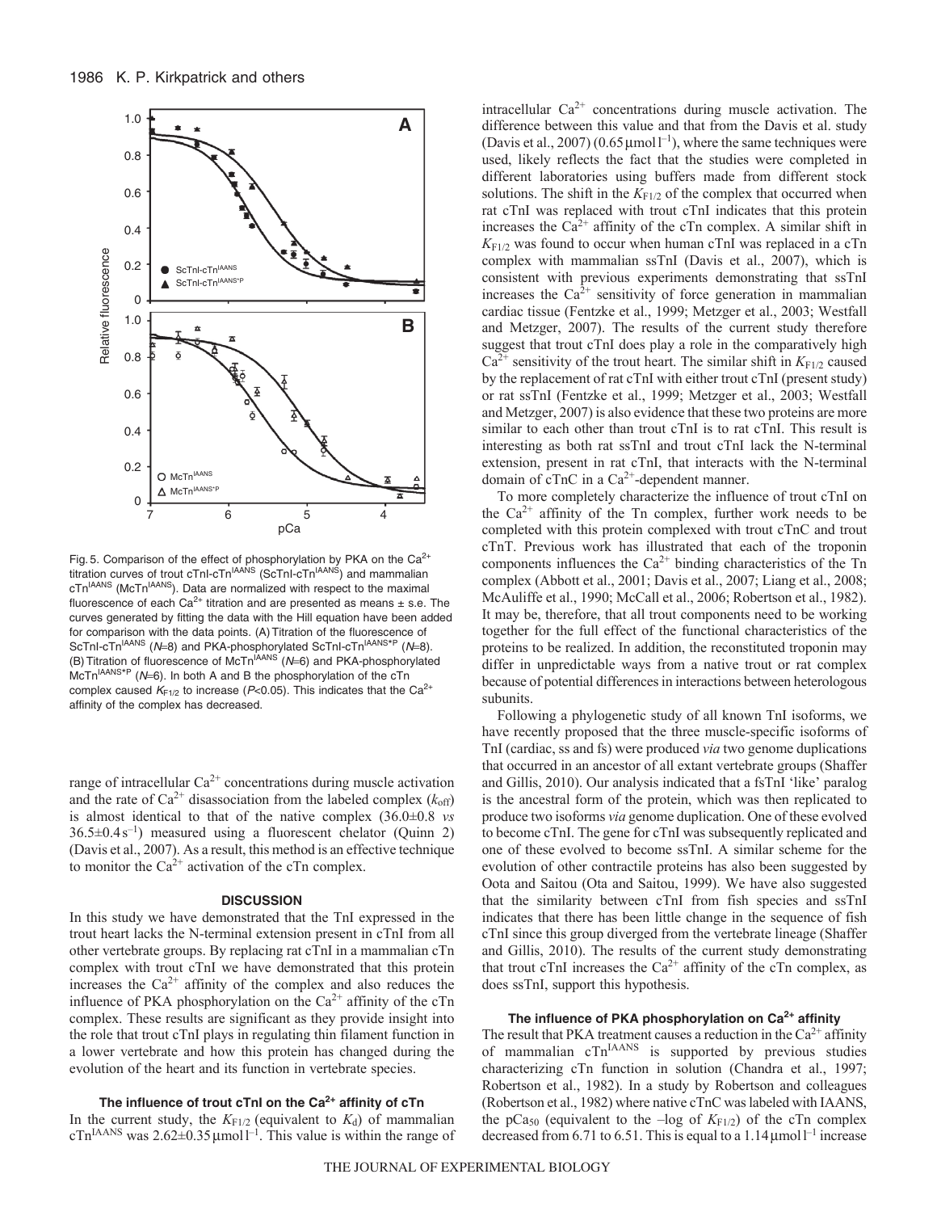Fig. 5. Comparison of the effect of phosphorylation by PKA on the $Ca^{2+}$ titration curves of trout cTnI-cTn$^{IAANS}$ (ScTnI-cTn$^{IAANS}$) and mammalian cTn$^{IAANS}$ (McTn$^{IAANS}$). Data are normalized with respect to the maximal fluorescence of each $Ca^{2+}$ titration and are presented as means ± s.e. The curves generated by fitting the data with the Hill equation have been added for comparison with the data points. (A) Titration of the fluorescence of ScTnI-cTn$^{IAANS}$ ($N$=8) and PKA-phosphorylated ScTnI-cTn$^{IAANS*P}$ ($N$=8). (B) Titration of fluorescence of McTn$^{IAANS}$ ($N$=6) and PKA-phosphorylated McTn$^{IAANS*P}$ ($N$=6). In both A and B the phosphorylation of the cTn complex caused $K_{F1/2}$ to increase ($P$<0.05). This indicates that the $Ca^{2+}$ affinity of the complex has decreased.

range of intracellular $Ca^{2+}$ concentrations during muscle activation and the rate of $Ca^{2+}$ disassociation from the labeled complex ($k_{off}$) is almost identical to that of the native complex (36.0±0.8 *vs* 36.5±0.4 $s^{-1}$) measured using a fluorescent chelator (Quinn 2) (Davis et al., 2007). As a result, this method is an effective technique to monitor the $Ca^{2+}$ activation of the cTn complex.

## DISCUSSION

In this study we have demonstrated that the TnI expressed in the trout heart lacks the N-terminal extension present in cTnI from all other vertebrate groups. By replacing rat cTnI in a mammalian cTn complex with trout cTnI we have demonstrated that this protein increases the $Ca^{2+}$ affinity of the complex and also reduces the influence of PKA phosphorylation on the $Ca^{2+}$ affinity of the cTn complex. These results are significant as they provide insight into the role that trout cTnI plays in regulating thin filament function in a lower vertebrate and how this protein has changed during the evolution of the heart and its function in vertebrate species.

### The influence of trout cTnI on the $Ca^{2+}$ affinity of cTn

In the current study, the $K_{F1/2}$ (equivalent to $K_d$) of mammalian cTn$^{IAANS}$ was 2.62±0.35 μmol $l^{-1}$. This value is within the range of intracellular $Ca^{2+}$ concentrations during muscle activation. The difference between this value and that from the Davis et al. study (Davis et al., 2007) (0.65 μmol $l^{-1}$), where the same techniques were used, likely reflects the fact that the studies were completed in different laboratories using buffers made from different stock solutions. The shift in the $K_{F1/2}$ of the complex that occurred when rat cTnI was replaced with trout cTnI indicates that this protein increases the $Ca^{2+}$ affinity of the cTn complex. A similar shift in $K_{F1/2}$ was found to occur when human cTnI was replaced in a cTn complex with mammalian ssTnI (Davis et al., 2007), which is consistent with previous experiments demonstrating that ssTnI increases the $Ca^{2+}$ sensitivity of force generation in mammalian cardiac tissue (Fentzke et al., 1999; Metzger et al., 2003; Westfall and Metzger, 2007). The results of the current study therefore suggest that trout cTnI does play a role in the comparatively high $Ca^{2+}$ sensitivity of the trout heart. The similar shift in $K_{F1/2}$ caused by the replacement of rat cTnI with either trout cTnI (present study) or rat ssTnI (Fentzke et al., 1999; Metzger et al., 2003; Westfall and Metzger, 2007) is also evidence that these two proteins are more similar to each other than trout cTnI is to rat cTnI. This result is interesting as both rat ssTnI and trout cTnI lack the N-terminal extension, present in rat cTnI, that interacts with the N-terminal domain of cTnC in a $Ca^{2+}$-dependent manner.

To more completely characterize the influence of trout cTnI on the $Ca^{2+}$ affinity of the Tn complex, further work needs to be completed with this protein complexed with trout cTnC and trout cTnT. Previous work has illustrated that each of the troponin components influences the $Ca^{2+}$ binding characteristics of the Tn complex (Abbott et al., 2001; Davis et al., 2007; Liang et al., 2008; McAuliffe et al., 1990; McCall et al., 2006; Robertson et al., 1982). It may be, therefore, that all trout components need to be working together for the full effect of the functional characteristics of the proteins to be realized. In addition, the reconstituted troponin may differ in unpredictable ways from a native trout or rat complex because of potential differences in interactions between heterologous subunits.

Following a phylogenetic study of all known TnI isoforms, we have recently proposed that the three muscle-specific isoforms of TnI (cardiac, ss and fs) were produced *via* two genome duplications that occurred in an ancestor of all extant vertebrate groups (Shaffer and Gillis, 2010). Our analysis indicated that a fsTnI 'like' paralog is the ancestral form of the protein, which was then replicated to produce two isoforms *via* genome duplication. One of these evolved to become cTnI. The gene for cTnI was subsequently replicated and one of these evolved to become ssTnI. A similar scheme for the evolution of other contractile proteins has also been suggested by Oota and Saitou (Ota and Saitou, 1999). We have also suggested that the similarity between cTnI from fish species and ssTnI indicates that there has been little change in the sequence of fish cTnI since this group diverged from the vertebrate lineage (Shaffer and Gillis, 2010). The results of the current study demonstrating that trout cTnI increases the $Ca^{2+}$ affinity of the cTn complex, as does ssTnI, support this hypothesis.

### The influence of PKA phosphorylation on $Ca^{2+}$ affinity

The result that PKA treatment causes a reduction in the $Ca^{2+}$ affinity of mammalian cTn$^{IAANS}$ is supported by previous studies characterizing cTn function in solution (Chandra et al., 1997; Robertson et al., 1982). In a study by Robertson and colleagues (Robertson et al., 1982) where native cTnC was labeled with IAANS, the $pCa_{50}$ (equivalent to the $-$log of $K_{F1/2}$) of the cTn complex decreased from 6.71 to 6.51. This is equal to a 1.14 μmol $l^{-1}$ increase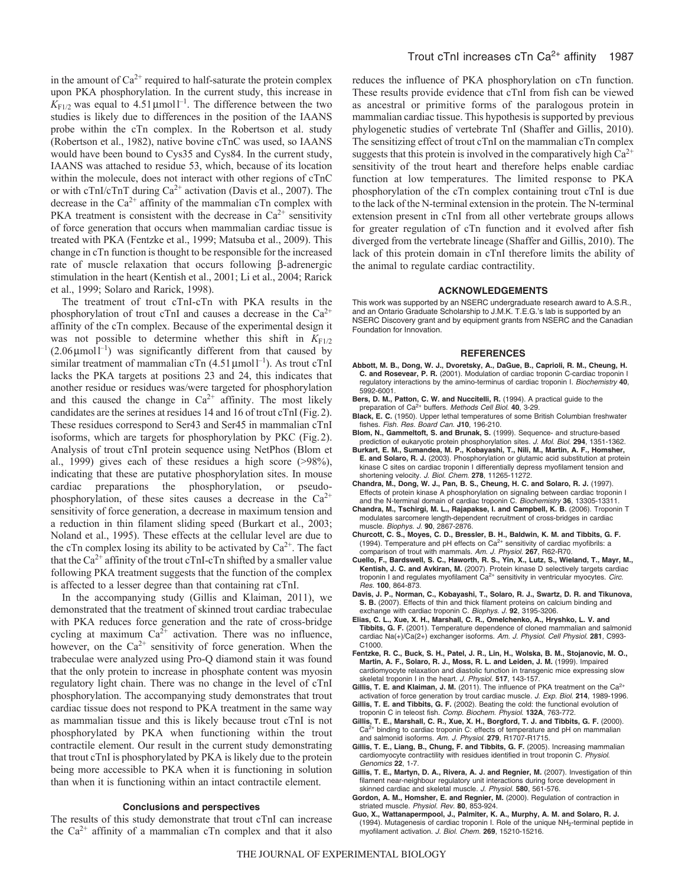in the amount of $Ca^{2+}$ required to half-saturate the protein complex upon PKA phosphorylation. In the current study, this increase in $K_{F1/2}$ was equal to $4.51\,\mu mol\,l^{-1}$. The difference between the two studies is likely due to differences in the position of the IAANS probe within the cTn complex. In the Robertson et al. study (Robertson et al., 1982), native bovine cTnC was used, so IAANS would have been bound to Cys35 and Cys84. In the current study, IAANS was attached to residue 53, which, because of its location within the molecule, does not interact with other regions of cTnC or with cTnI/cTnT during $Ca^{2+}$ activation (Davis et al., 2007). The decrease in the $Ca^{2+}$ affinity of the mammalian cTn complex with PKA treatment is consistent with the decrease in $Ca^{2+}$ sensitivity of force generation that occurs when mammalian cardiac tissue is treated with PKA (Fentzke et al., 1999; Matsuba et al., 2009). This change in cTn function is thought to be responsible for the increased rate of muscle relaxation that occurs following β-adrenergic stimulation in the heart (Kentish et al., 2001; Li et al., 2004; Rarick et al., 1999; Solaro and Rarick, 1998).

The treatment of trout cTnI-cTn with PKA results in the phosphorylation of trout cTnI and causes a decrease in the $Ca^{2+}$ affinity of the cTn complex. Because of the experimental design it was not possible to determine whether this shift in $K_{F1/2}$ ($2.06\,\mu mol\,l^{-1}$) was significantly different from that caused by similar treatment of mammalian cTn ($4.51\,\mu mol\,l^{-1}$). As trout cTnI lacks the PKA targets at positions 23 and 24, this indicates that another residue or residues was/were targeted for phosphorylation and this caused the change in $Ca^{2+}$ affinity. The most likely candidates are the serines at residues 14 and 16 of trout cTnI (Fig. 2). These residues correspond to Ser43 and Ser45 in mammalian cTnI isoforms, which are targets for phosphorylation by PKC (Fig. 2). Analysis of trout cTnI protein sequence using NetPhos (Blom et al., 1999) gives each of these residues a high score (>98%), indicating that these are putative phosphorylation sites. In mouse cardiac preparations the phosphorylation, or pseudo-phosphorylation, of these sites causes a decrease in the $Ca^{2+}$ sensitivity of force generation, a decrease in maximum tension and a reduction in thin filament sliding speed (Burkart et al., 2003; Noland et al., 1995). These effects at the cellular level are due to the cTn complex losing its ability to be activated by $Ca^{2+}$. The fact that the $Ca^{2+}$ affinity of the trout cTnI-cTn shifted by a smaller value following PKA treatment suggests that the function of the complex is affected to a lesser degree than that containing rat cTnI.

In the accompanying study (Gillis and Klaiman, 2011), we demonstrated that the treatment of skinned trout cardiac trabeculae with PKA reduces force generation and the rate of cross-bridge cycling at maximum $Ca^{2+}$ activation. There was no influence, however, on the $Ca^{2+}$ sensitivity of force generation. When the trabeculae were analyzed using Pro-Q diamond stain it was found that the only protein to increase in phosphate content was myosin regulatory light chain. There was no change in the level of cTnI phosphorylation. The accompanying study demonstrates that trout cardiac tissue does not respond to PKA treatment in the same way as mammalian tissue and this is likely because trout cTnI is not phosphorylated by PKA when functioning within the trout contractile element. Our result in the current study demonstrating that trout cTnI is phosphorylated by PKA is likely due to the protein being more accessible to PKA when it is functioning in solution than when it is functioning within an intact contractile element.

### Conclusions and perspectives

The results of this study demonstrate that trout cTnI can increase the $Ca^{2+}$ affinity of a mammalian cTn complex and that it also reduces the influence of PKA phosphorylation on cTn function. These results provide evidence that cTnI from fish can be viewed as ancestral or primitive forms of the paralogous protein in mammalian cardiac tissue. This hypothesis is supported by previous phylogenetic studies of vertebrate TnI (Shaffer and Gillis, 2010). The sensitizing effect of trout cTnI on the mammalian cTn complex suggests that this protein is involved in the comparatively high $Ca^{2+}$ sensitivity of the trout heart and therefore helps enable cardiac function at low temperatures. The limited response to PKA phosphorylation of the cTn complex containing trout cTnI is due to the lack of the N-terminal extension in the protein. The N-terminal extension present in cTnI from all other vertebrate groups allows for greater regulation of cTn function and it evolved after fish diverged from the vertebrate lineage (Shaffer and Gillis, 2010). The lack of this protein domain in cTnI therefore limits the ability of the animal to regulate cardiac contractility.

## ACKNOWLEDGEMENTS

This work was supported by an NSERC undergraduate research award to A.S.R., and an Ontario Graduate Scholarship to J.M.K. T.E.G.'s lab is supported by an NSERC Discovery grant and by equipment grants from NSERC and the Canadian Foundation for Innovation.

## REFERENCES

**Abbott, M. B., Dong, W. J., Dvoretsky, A., DaGue, B., Caprioli, R. M., Cheung, H. C. and Rosevear, P. R.** (2001). Modulation of cardiac troponin C-cardiac troponin I regulatory interactions by the amino-terminus of cardiac troponin I. *Biochemistry* **40**, 5992-6001.

**Bers, D. M., Patton, C. W. and Nuccitelli, R.** (1994). A practical guide to the preparation of $Ca^{2+}$ buffers. *Methods Cell Biol.* **40**, 3-29.

**Black, E. C.** (1950). Upper lethal temperatures of some British Columbian freshwater fishes. *Fish. Res. Board Can.* **J10**, 196-210.

**Blom, N., Gammeltoft, S. and Brunak, S.** (1999). Sequence- and structure-based prediction of eukaryotic protein phosphorylation sites. *J. Mol. Biol.* **294**, 1351-1362.

**Burkart, E. M., Sumandea, M. P., Kobayashi, T., Nili, M., Martin, A. F., Homsher, E. and Solaro, R. J.** (2003). Phosphorylation or glutamic acid substitution at protein kinase C sites on cardiac troponin I differentially depress myofilament tension and shortening velocity. *J. Biol. Chem.* **278**, 11265-11272.

**Chandra, M., Dong, W. J., Pan, B. S., Cheung, H. C. and Solaro, R. J.** (1997). Effects of protein kinase A phosphorylation on signaling between cardiac troponin I and the N-terminal domain of cardiac troponin C. *Biochemistry* **36**, 13305-13311.

**Chandra, M., Tschirgi, M. L., Rajapakse, I. and Campbell, K. B.** (2006). Troponin T modulates sarcomere length-dependent recruitment of cross-bridges in cardiac muscle. *Biophys. J.* **90**, 2867-2876.

**Churcott, C. S., Moyes, C. D., Bressler, B. H., Baldwin, K. M. and Tibbits, G. F.** (1994). Temperature and pH effects on $Ca^{2+}$ sensitivity of cardiac myofibrils: a comparison of trout with mammals. *Am. J. Physiol.* **267**, R62-R70.

**Cuello, F., Bardswell, S. C., Haworth, R. S., Yin, X., Lutz, S., Wieland, T., Mayr, M., Kentish, J. C. and Avkiran, M.** (2007). Protein kinase D selectively targets cardiac troponin I and regulates myofilament $Ca^{2+}$ sensitivity in ventricular myocytes. *Circ. Res.* **100**, 864-873.

**Davis, J. P., Norman, C., Kobayashi, T., Solaro, R. J., Swartz, D. R. and Tikunova, S. B.** (2007). Effects of thin and thick filament proteins on calcium binding and exchange with cardiac troponin C. *Biophys. J.* **92**, 3195-3206.

**Elias, C. L., Xue, X. H., Marshall, C. R., Omelchenko, A., Hryshko, L. V. and Tibbits, G. F.** (2001). Temperature dependence of cloned mammalian and salmonid cardiac Na(+)/Ca(2+) exchanger isoforms. *Am. J. Physiol. Cell Physiol.* **281**, C993-C1000.

**Fentzke, R. C., Buck, S. H., Patel, J. R., Lin, H., Wolska, B. M., Stojanovic, M. O., Martin, A. F., Solaro, R. J., Moss, R. L. and Leiden, J. M.** (1999). Impaired cardiomyocyte relaxation and diastolic function in transgenic mice expressing slow skeletal troponin I in the heart. *J. Physiol.* **517**, 143-157.

**Gillis, T. E. and Klaiman, J. M.** (2011). The influence of PKA treatment on the $Ca^{2+}$ activation of force generation by trout cardiac muscle. *J. Exp. Biol.* **214**, 1989-1996.

**Gillis, T. E. and Tibbits, G. F.** (2002). Beating the cold: the functional evolution of troponin C in teleost fish. *Comp. Biochem. Physiol.* **132A**, 763-772.

**Gillis, T. E., Marshall, C. R., Xue, X. H., Borgford, T. J. and Tibbits, G. F.** (2000). $Ca^{2+}$ binding to cardiac troponin C: effects of temperature and pH on mammalian and salmonid isoforms. *Am. J. Physiol.* **279**, R1707-R1715.

**Gillis, T. E., Liang, B., Chung, F. and Tibbits, G. F.** (2005). Increasing mammalian cardiomyocyte contractility with residues identified in trout troponin C. *Physiol. Genomics* **22**, 1-7.

**Gillis, T. E., Martyn, D. A., Rivera, A. J. and Regnier, M.** (2007). Investigation of thin filament near-neighbour regulatory unit interactions during force development in skinned cardiac and skeletal muscle. *J. Physiol.* **580**, 561-576.

**Gordon, A. M., Homsher, E. and Regnier, M.** (2000). Regulation of contraction in striated muscle. *Physiol. Rev.* **80**, 853-924.

**Guo, X., Wattanapermpool, J., Palmiter, K. A., Murphy, A. M. and Solaro, R. J.** (1994). Mutagenesis of cardiac troponin I. Role of the unique $NH_2$-terminal peptide in myofilament activation. *J. Biol. Chem.* **269**, 15210-15216.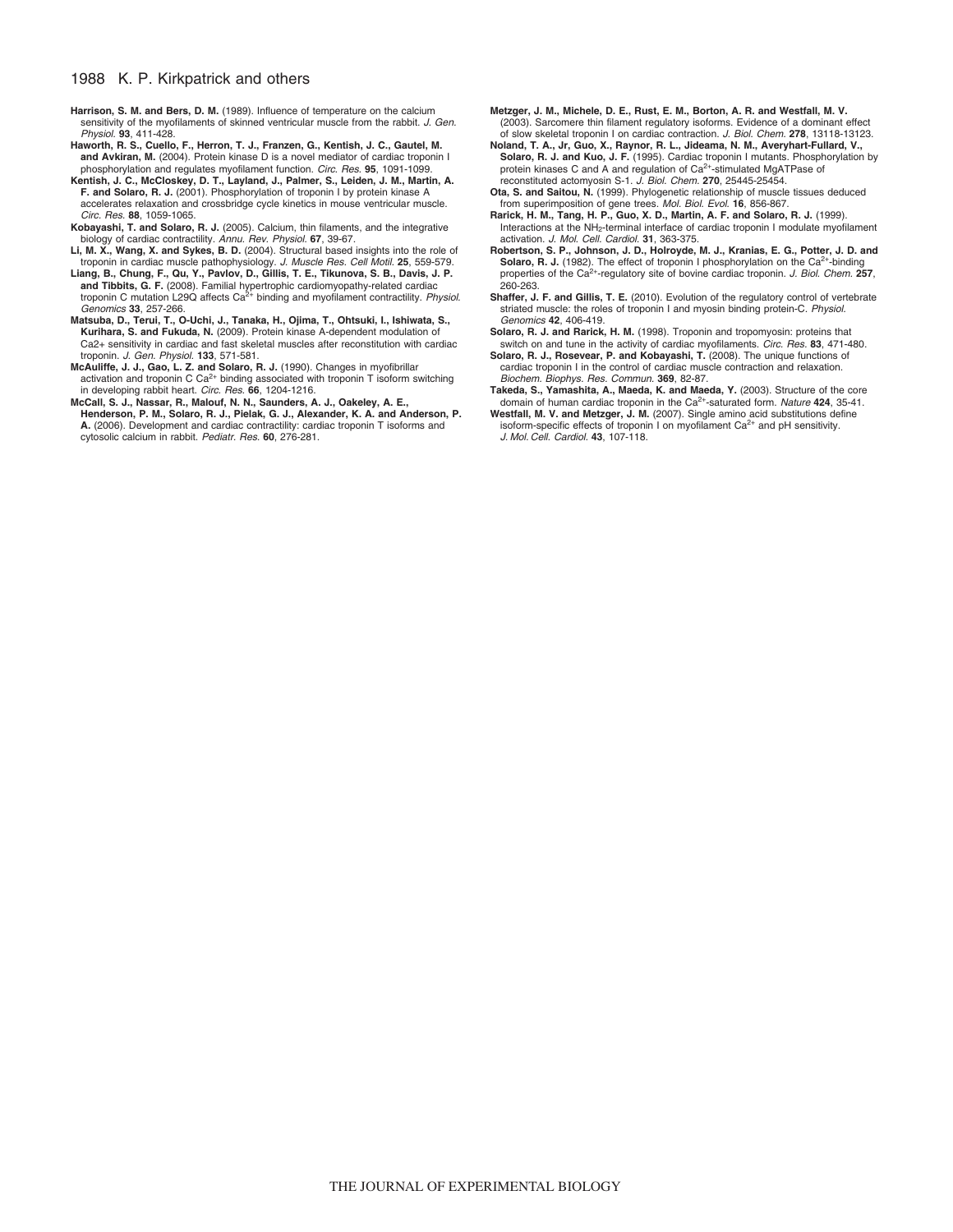**Harrison, S. M. and Bers, D. M.** (1989). Influence of temperature on the calcium sensitivity of the myofilaments of skinned ventricular muscle from the rabbit. *J. Gen. Physiol.* **93**, 411-428.

**Haworth, R. S., Cuello, F., Herron, T. J., Franzen, G., Kentish, J. C., Gautel, M. and Avkiran, M.** (2004). Protein kinase D is a novel mediator of cardiac troponin I phosphorylation and regulates myofilament function. *Circ. Res.* **95**, 1091-1099.

**Kentish, J. C., McCloskey, D. T., Layland, J., Palmer, S., Leiden, J. M., Martin, A. F. and Solaro, R. J.** (2001). Phosphorylation of troponin I by protein kinase A accelerates relaxation and crossbridge cycle kinetics in mouse ventricular muscle. *Circ. Res.* **88**, 1059-1065.

**Kobayashi, T. and Solaro, R. J.** (2005). Calcium, thin filaments, and the integrative biology of cardiac contractility. *Annu. Rev. Physiol.* **67**, 39-67.

**Li, M. X., Wang, X. and Sykes, B. D.** (2004). Structural based insights into the role of troponin in cardiac muscle pathophysiology. *J. Muscle Res. Cell Motil.* **25**, 559-579.

**Liang, B., Chung, F., Qu, Y., Pavlov, D., Gillis, T. E., Tikunova, S. B., Davis, J. P. and Tibbits, G. F.** (2008). Familial hypertrophic cardiomyopathy-related cardiac troponin C mutation L29Q affects $Ca^{2+}$ binding and myofilament contractility. *Physiol. Genomics* **33**, 257-266.

**Matsuba, D., Terui, T., O-Uchi, J., Tanaka, H., Ojima, T., Ohtsuki, I., Ishiwata, S., Kurihara, S. and Fukuda, N.** (2009). Protein kinase A-dependent modulation of Ca2+ sensitivity in cardiac and fast skeletal muscles after reconstitution with cardiac troponin. *J. Gen. Physiol.* **133**, 571-581.

**McAuliffe, J. J., Gao, L. Z. and Solaro, R. J.** (1990). Changes in myofibrillar activation and troponin C $Ca^{2+}$ binding associated with troponin T isoform switching in developing rabbit heart. *Circ. Res.* **66**, 1204-1216.

**McCall, S. J., Nassar, R., Malouf, N. N., Saunders, A. J., Oakeley, A. E., Henderson, P. M., Solaro, R. J., Pielak, G. J., Alexander, K. A. and Anderson, P. A.** (2006). Development and cardiac contractility: cardiac troponin T isoforms and cytosolic calcium in rabbit. *Pediatr. Res.* **60**, 276-281.

**Metzger, J. M., Michele, D. E., Rust, E. M., Borton, A. R. and Westfall, M. V.** (2003). Sarcomere thin filament regulatory isoforms. Evidence of a dominant effect of slow skeletal troponin I on cardiac contraction. *J. Biol. Chem.* **278**, 13118-13123.

**Noland, T. A., Jr, Guo, X., Raynor, R. L., Jideama, N. M., Averyhart-Fullard, V., Solaro, R. J. and Kuo, J. F.** (1995). Cardiac troponin I mutants. Phosphorylation by protein kinases C and A and regulation of $Ca^{2+}$-stimulated MgATPase of reconstituted actomyosin S-1. *J. Biol. Chem.* **270**, 25445-25454.

**Ota, S. and Saitou, N.** (1999). Phylogenetic relationship of muscle tissues deduced from superimposition of gene trees. *Mol. Biol. Evol.* **16**, 856-867.

**Rarick, H. M., Tang, H. P., Guo, X. D., Martin, A. F. and Solaro, R. J.** (1999). Interactions at the $NH_2$-terminal interface of cardiac troponin I modulate myofilament activation. *J. Mol. Cell. Cardiol.* **31**, 363-375.

**Robertson, S. P., Johnson, J. D., Holroyde, M. J., Kranias, E. G., Potter, J. D. and Solaro, R. J.** (1982). The effect of troponin I phosphorylation on the $Ca^{2+}$-binding properties of the $Ca^{2+}$-regulatory site of bovine cardiac troponin. *J. Biol. Chem.* **257**, 260-263.

**Shaffer, J. F. and Gillis, T. E.** (2010). Evolution of the regulatory control of vertebrate striated muscle: the roles of troponin I and myosin binding protein-C. *Physiol. Genomics* **42**, 406-419.

**Solaro, R. J. and Rarick, H. M.** (1998). Troponin and tropomyosin: proteins that switch on and tune in the activity of cardiac myofilaments. *Circ. Res.* **83**, 471-480.

**Solaro, R. J., Rosevear, P. and Kobayashi, T.** (2008). The unique functions of cardiac troponin I in the control of cardiac muscle contraction and relaxation. *Biochem. Biophys. Res. Commun.* **369**, 82-87.

**Takeda, S., Yamashita, A., Maeda, K. and Maeda, Y.** (2003). Structure of the core domain of human cardiac troponin in the $Ca^{2+}$-saturated form. *Nature* **424**, 35-41.

**Westfall, M. V. and Metzger, J. M.** (2007). Single amino acid substitutions define isoform-specific effects of troponin I on myofilament $Ca^{2+}$ and pH sensitivity. *J. Mol. Cell. Cardiol.* **43**, 107-118.